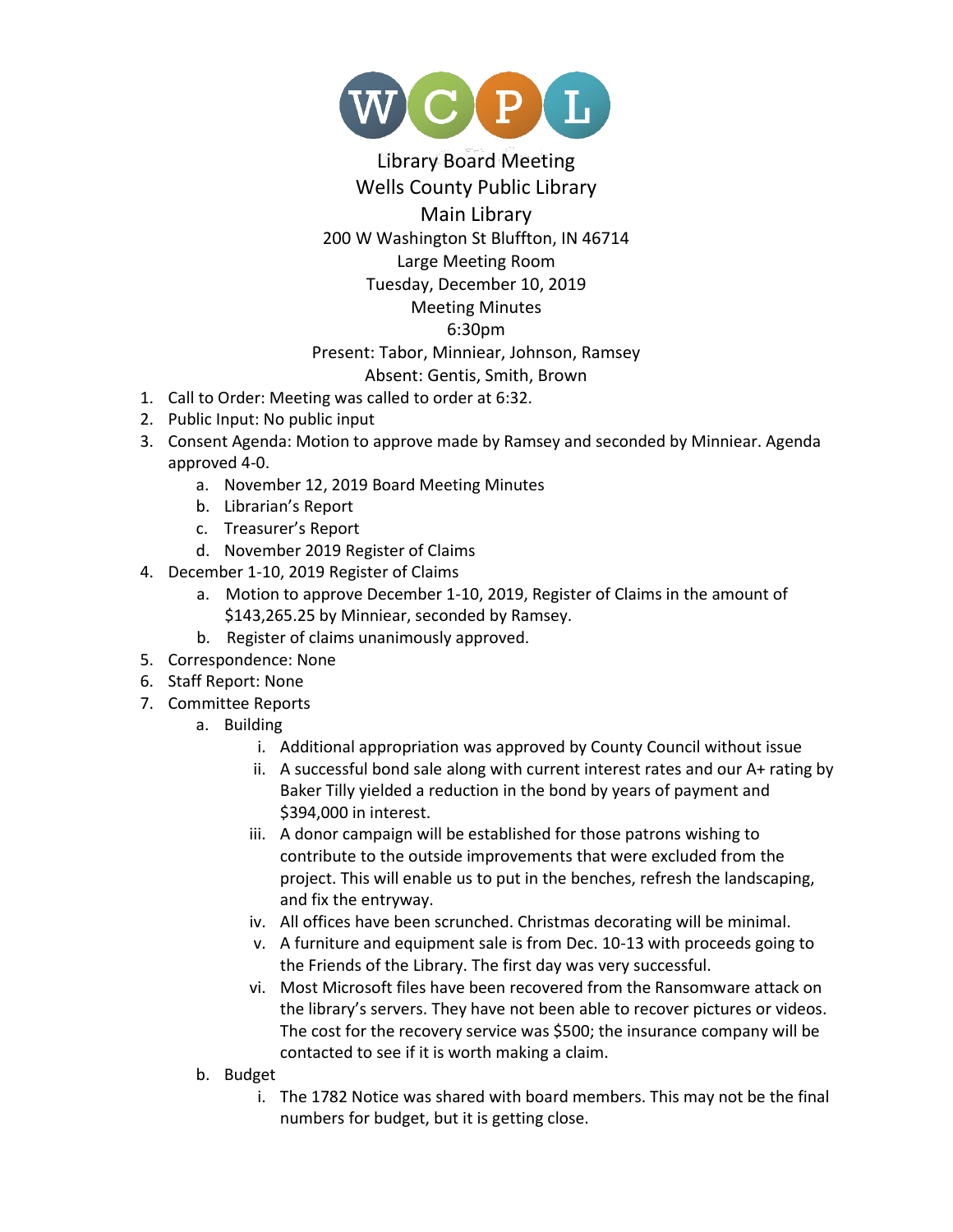WCPL

# Library Board Meeting
## Wells County Public Library
## Main Library

200 W Washington St Bluffton, IN 46714
Large Meeting Room
Tuesday, December 10, 2019
Meeting Minutes
6:30pm

Present: Tabor, Minniear, Johnson, Ramsey
Absent: Gentis, Smith, Brown

1. Call to Order: Meeting was called to order at 6:32.
2. Public Input: No public input
3. Consent Agenda: Motion to approve made by Ramsey and seconded by Minniear. Agenda approved 4-0.
   a. November 12, 2019 Board Meeting Minutes
   b. Librarian's Report
   c. Treasurer's Report
   d. November 2019 Register of Claims
4. December 1-10, 2019 Register of Claims
   a. Motion to approve December 1-10, 2019, Register of Claims in the amount of $143,265.25 by Minniear, seconded by Ramsey.
   b. Register of claims unanimously approved.
5. Correspondence: None
6. Staff Report: None
7. Committee Reports
   a. Building
      i. Additional appropriation was approved by County Council without issue
      ii. A successful bond sale along with current interest rates and our A+ rating by Baker Tilly yielded a reduction in the bond by years of payment and $394,000 in interest.
      iii. A donor campaign will be established for those patrons wishing to contribute to the outside improvements that were excluded from the project. This will enable us to put in the benches, refresh the landscaping, and fix the entryway.
      iv. All offices have been scrunched. Christmas decorating will be minimal.
      v. A furniture and equipment sale is from Dec. 10-13 with proceeds going to the Friends of the Library. The first day was very successful.
      vi. Most Microsoft files have been recovered from the Ransomware attack on the library's servers. They have not been able to recover pictures or videos. The cost for the recovery service was $500; the insurance company will be contacted to see if it is worth making a claim.
   b. Budget
      i. The 1782 Notice was shared with board members. This may not be the final numbers for budget, but it is getting close.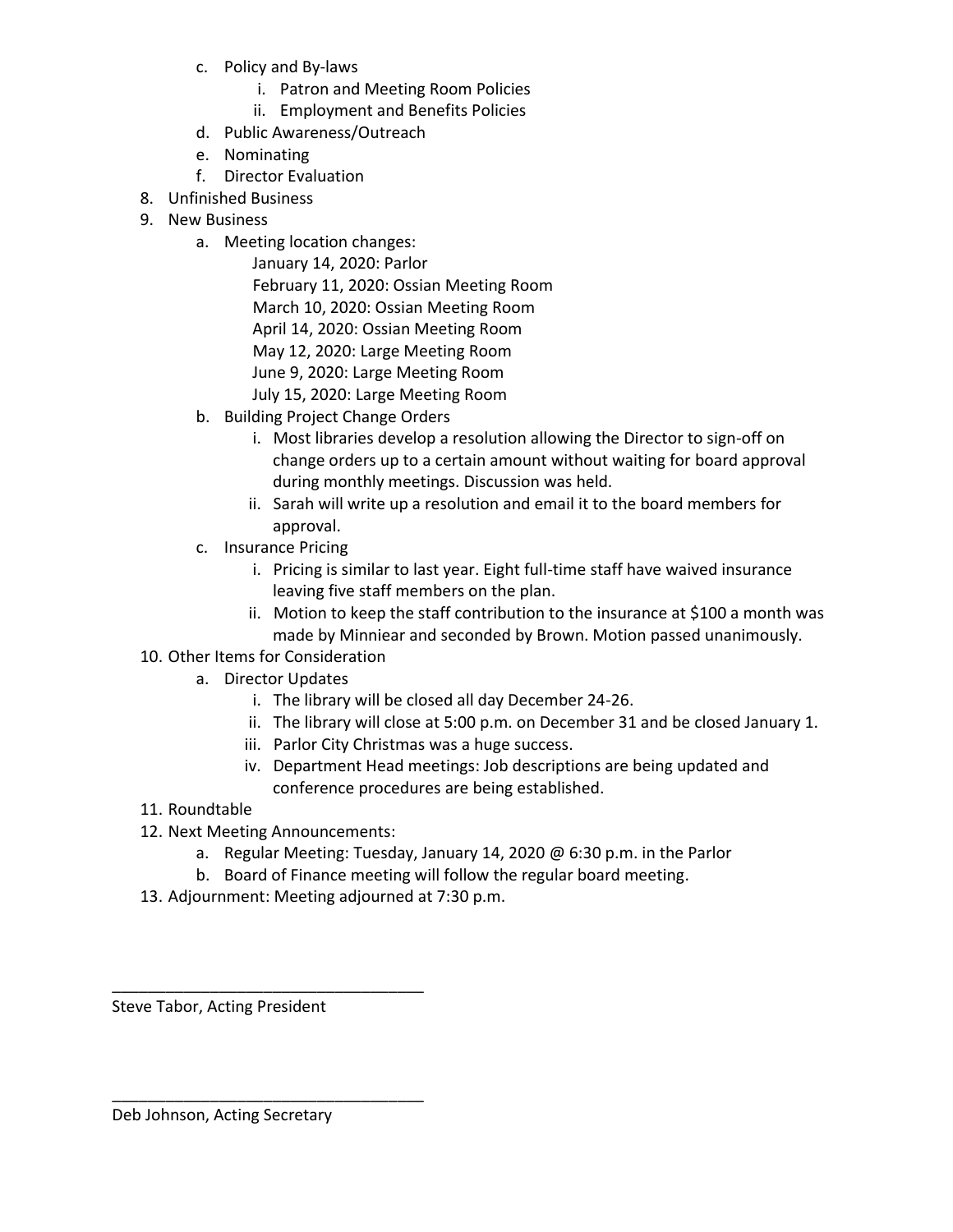c. Policy and By-laws
      i. Patron and Meeting Room Policies
      ii. Employment and Benefits Policies
   d. Public Awareness/Outreach
   e. Nominating
   f. Director Evaluation

8. Unfinished Business
9. New Business
   a. Meeting location changes:
      January 14, 2020: Parlor
      February 11, 2020: Ossian Meeting Room
      March 10, 2020: Ossian Meeting Room
      April 14, 2020: Ossian Meeting Room
      May 12, 2020: Large Meeting Room
      June 9, 2020: Large Meeting Room
      July 15, 2020: Large Meeting Room
   b. Building Project Change Orders
      i. Most libraries develop a resolution allowing the Director to sign-off on change orders up to a certain amount without waiting for board approval during monthly meetings. Discussion was held.
      ii. Sarah will write up a resolution and email it to the board members for approval.
   c. Insurance Pricing
      i. Pricing is similar to last year. Eight full-time staff have waived insurance leaving five staff members on the plan.
      ii. Motion to keep the staff contribution to the insurance at $100 a month was made by Minniear and seconded by Brown. Motion passed unanimously.
10. Other Items for Consideration
    a. Director Updates
       i. The library will be closed all day December 24-26.
       ii. The library will close at 5:00 p.m. on December 31 and be closed January 1.
       iii. Parlor City Christmas was a huge success.
       iv. Department Head meetings: Job descriptions are being updated and conference procedures are being established.
11. Roundtable
12. Next Meeting Announcements:
    a. Regular Meeting: Tuesday, January 14, 2020 @ 6:30 p.m. in the Parlor
    b. Board of Finance meeting will follow the regular board meeting.
13. Adjournment: Meeting adjourned at 7:30 p.m.

___________________________________
Steve Tabor, Acting President

___________________________________
Deb Johnson, Acting Secretary